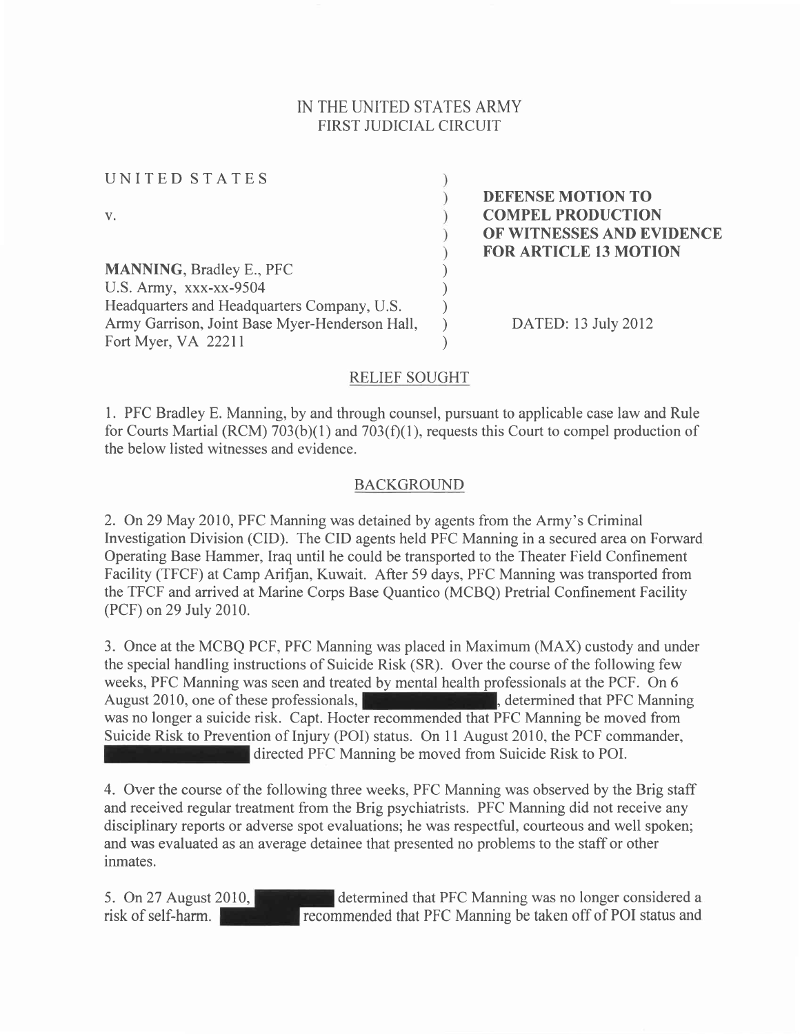IN THE UNITED STATES ARMY
FIRST JUDICIAL CIRCUIT

| | |
|---|---|
| UNITED STATES<br><br>v.<br><br>**MANNING**, Bradley E., PFC<br>U.S. Army, xxx-xx-9504<br>Headquarters and Headquarters Company, U.S. Army Garrison, Joint Base Myer-Henderson Hall, Fort Myer, VA 22211 | **DEFENSE MOTION TO COMPEL PRODUCTION OF WITNESSES AND EVIDENCE FOR ARTICLE 13 MOTION**<br><br>DATED: 13 July 2012 |

## RELIEF SOUGHT

1. PFC Bradley E. Manning, by and through counsel, pursuant to applicable case law and Rule for Courts Martial (RCM) 703(b)(1) and 703(f)(1), requests this Court to compel production of the below listed witnesses and evidence.

## BACKGROUND

2. On 29 May 2010, PFC Manning was detained by agents from the Army's Criminal Investigation Division (CID). The CID agents held PFC Manning in a secured area on Forward Operating Base Hammer, Iraq until he could be transported to the Theater Field Confinement Facility (TFCF) at Camp Arifjan, Kuwait. After 59 days, PFC Manning was transported from the TFCF and arrived at Marine Corps Base Quantico (MCBQ) Pretrial Confinement Facility (PCF) on 29 July 2010.

3. Once at the MCBQ PCF, PFC Manning was placed in Maximum (MAX) custody and under the special handling instructions of Suicide Risk (SR). Over the course of the following few weeks, PFC Manning was seen and treated by mental health professionals at the PCF. On 6 August 2010, one of these professionals, [REDACTED], determined that PFC Manning was no longer a suicide risk. Capt. Hocter recommended that PFC Manning be moved from Suicide Risk to Prevention of Injury (POI) status. On 11 August 2010, the PCF commander, [REDACTED] directed PFC Manning be moved from Suicide Risk to POI.

4. Over the course of the following three weeks, PFC Manning was observed by the Brig staff and received regular treatment from the Brig psychiatrists. PFC Manning did not receive any disciplinary reports or adverse spot evaluations; he was respectful, courteous and well spoken; and was evaluated as an average detainee that presented no problems to the staff or other inmates.

5. On 27 August 2010, [REDACTED] determined that PFC Manning was no longer considered a risk of self-harm. [REDACTED] recommended that PFC Manning be taken off of POI status and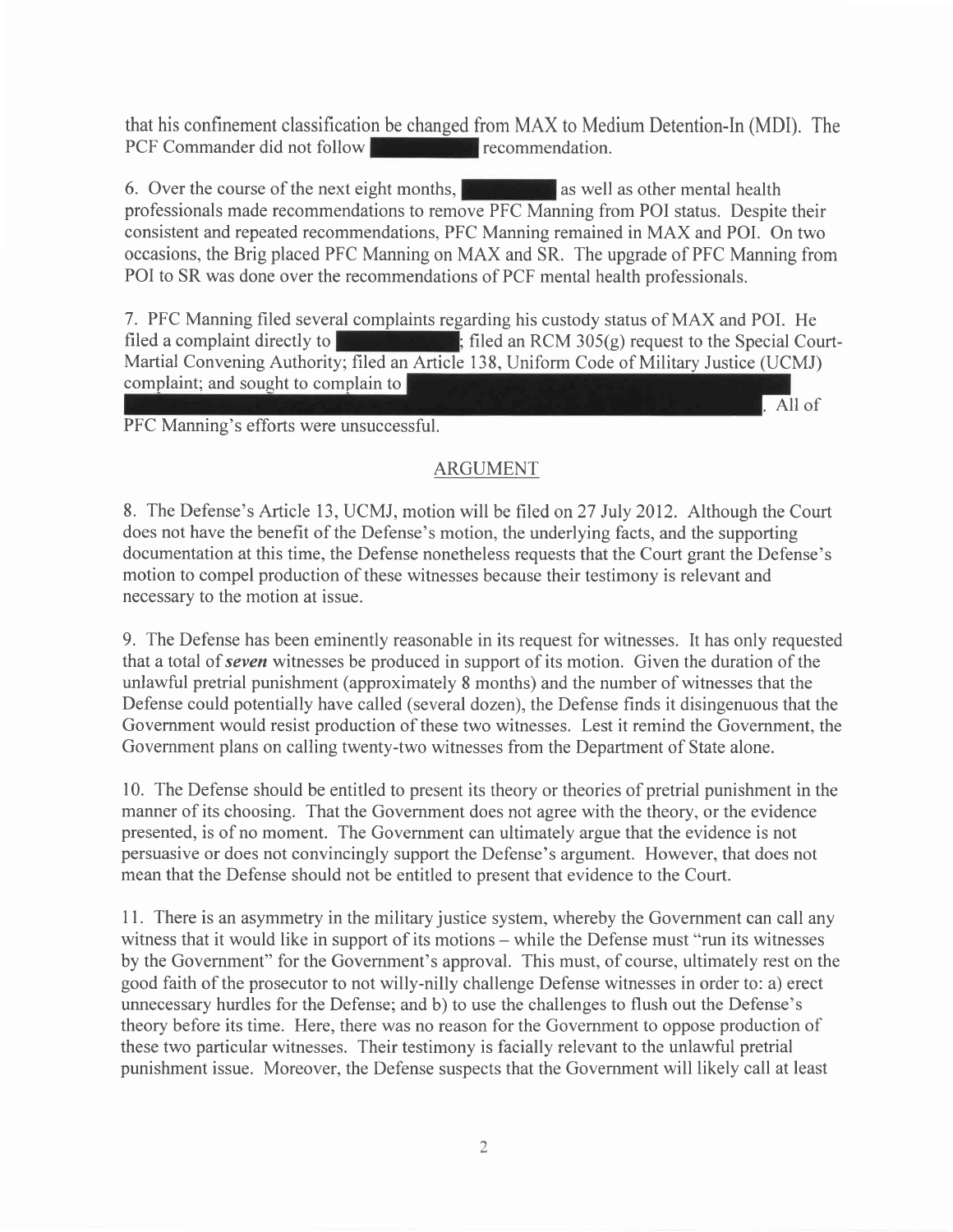that his confinement classification be changed from MAX to Medium Detention-In (MDI). The PCF Commander did not follow [REDACTED] recommendation.

6. Over the course of the next eight months, [REDACTED] as well as other mental health professionals made recommendations to remove PFC Manning from POI status. Despite their consistent and repeated recommendations, PFC Manning remained in MAX and POI. On two occasions, the Brig placed PFC Manning on MAX and SR. The upgrade of PFC Manning from POI to SR was done over the recommendations of PCF mental health professionals.

7. PFC Manning filed several complaints regarding his custody status of MAX and POI. He filed a complaint directly to [REDACTED]; filed an RCM 305(g) request to the Special Court-Martial Convening Authority; filed an Article 138, Uniform Code of Military Justice (UCMJ) complaint; and sought to complain to [REDACTED]. All of PFC Manning's efforts were unsuccessful.

## ARGUMENT

8. The Defense's Article 13, UCMJ, motion will be filed on 27 July 2012. Although the Court does not have the benefit of the Defense's motion, the underlying facts, and the supporting documentation at this time, the Defense nonetheless requests that the Court grant the Defense's motion to compel production of these witnesses because their testimony is relevant and necessary to the motion at issue.

9. The Defense has been eminently reasonable in its request for witnesses. It has only requested that a total of ***seven*** witnesses be produced in support of its motion. Given the duration of the unlawful pretrial punishment (approximately 8 months) and the number of witnesses that the Defense could potentially have called (several dozen), the Defense finds it disingenuous that the Government would resist production of these two witnesses. Lest it remind the Government, the Government plans on calling twenty-two witnesses from the Department of State alone.

10. The Defense should be entitled to present its theory or theories of pretrial punishment in the manner of its choosing. That the Government does not agree with the theory, or the evidence presented, is of no moment. The Government can ultimately argue that the evidence is not persuasive or does not convincingly support the Defense's argument. However, that does not mean that the Defense should not be entitled to present that evidence to the Court.

11. There is an asymmetry in the military justice system, whereby the Government can call any witness that it would like in support of its motions – while the Defense must "run its witnesses by the Government" for the Government's approval. This must, of course, ultimately rest on the good faith of the prosecutor to not willy-nilly challenge Defense witnesses in order to: a) erect unnecessary hurdles for the Defense; and b) to use the challenges to flush out the Defense's theory before its time. Here, there was no reason for the Government to oppose production of these two particular witnesses. Their testimony is facially relevant to the unlawful pretrial punishment issue. Moreover, the Defense suspects that the Government will likely call at least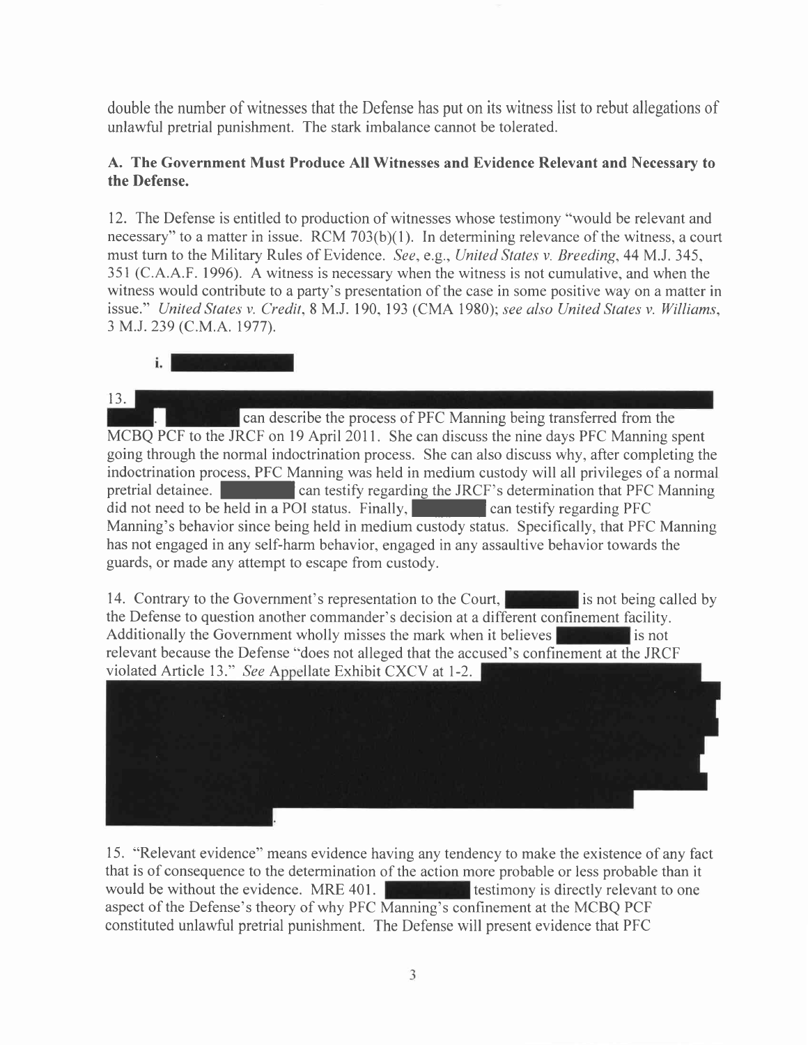double the number of witnesses that the Defense has put on its witness list to rebut allegations of unlawful pretrial punishment. The stark imbalance cannot be tolerated.

**A. The Government Must Produce All Witnesses and Evidence Relevant and Necessary to the Defense.**

12. The Defense is entitled to production of witnesses whose testimony "would be relevant and necessary" to a matter in issue. RCM 703(b)(1). In determining relevance of the witness, a court must turn to the Military Rules of Evidence. *See*, e.g., *United States v. Breeding*, 44 M.J. 345, 351 (C.A.A.F. 1996). A witness is necessary when the witness is not cumulative, and when the witness would contribute to a party's presentation of the case in some positive way on a matter in issue." *United States v. Credit*, 8 M.J. 190, 193 (CMA 1980); *see also United States v. Williams*, 3 M.J. 239 (C.M.A. 1977).

**i.** [REDACTED]

13. [REDACTED]. [REDACTED] can describe the process of PFC Manning being transferred from the MCBQ PCF to the JRCF on 19 April 2011. She can discuss the nine days PFC Manning spent going through the normal indoctrination process. She can also discuss why, after completing the indoctrination process, PFC Manning was held in medium custody will all privileges of a normal pretrial detainee. [REDACTED] can testify regarding the JRCF's determination that PFC Manning did not need to be held in a POI status. Finally, [REDACTED] can testify regarding PFC Manning's behavior since being held in medium custody status. Specifically, that PFC Manning has not engaged in any self-harm behavior, engaged in any assaultive behavior towards the guards, or made any attempt to escape from custody.

14. Contrary to the Government's representation to the Court, [REDACTED] is not being called by the Defense to question another commander's decision at a different confinement facility. Additionally the Government wholly misses the mark when it believes [REDACTED] is not relevant because the Defense "does not alleged that the accused's confinement at the JRCF violated Article 13." *See* Appellate Exhibit CXCV at 1-2. [REDACTED].

15. "Relevant evidence" means evidence having any tendency to make the existence of any fact that is of consequence to the determination of the action more probable or less probable than it would be without the evidence. MRE 401. [REDACTED] testimony is directly relevant to one aspect of the Defense's theory of why PFC Manning's confinement at the MCBQ PCF constituted unlawful pretrial punishment. The Defense will present evidence that PFC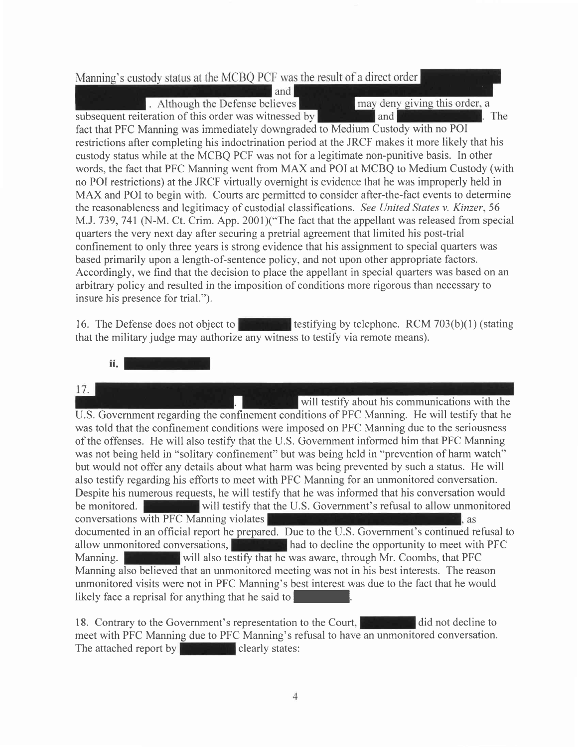Manning's custody status at the MCBQ PCF was the result of a direct order [REDACTED] and [REDACTED]. Although the Defense believes [REDACTED] may deny giving this order, a subsequent reiteration of this order was witnessed by [REDACTED] and [REDACTED]. The fact that PFC Manning was immediately downgraded to Medium Custody with no POI restrictions after completing his indoctrination period at the JRCF makes it more likely that his custody status while at the MCBQ PCF was not for a legitimate non-punitive basis. In other words, the fact that PFC Manning went from MAX and POI at MCBQ to Medium Custody (with no POI restrictions) at the JRCF virtually overnight is evidence that he was improperly held in MAX and POI to begin with. Courts are permitted to consider after-the-fact events to determine the reasonableness and legitimacy of custodial classifications. *See United States v. Kinzer*, 56 M.J. 739, 741 (N-M. Ct. Crim. App. 2001)("The fact that the appellant was released from special quarters the very next day after securing a pretrial agreement that limited his post-trial confinement to only three years is strong evidence that his assignment to special quarters was based primarily upon a length-of-sentence policy, and not upon other appropriate factors. Accordingly, we find that the decision to place the appellant in special quarters was based on an arbitrary policy and resulted in the imposition of conditions more rigorous than necessary to insure his presence for trial.").

16. The Defense does not object to [REDACTED] testifying by telephone. RCM 703(b)(1) (stating that the military judge may authorize any witness to testify via remote means).

**ii. [REDACTED]**

17. [REDACTED]. [REDACTED] will testify about his communications with the U.S. Government regarding the confinement conditions of PFC Manning. He will testify that he was told that the confinement conditions were imposed on PFC Manning due to the seriousness of the offenses. He will also testify that the U.S. Government informed him that PFC Manning was not being held in "solitary confinement" but was being held in "prevention of harm watch" but would not offer any details about what harm was being prevented by such a status. He will also testify regarding his efforts to meet with PFC Manning for an unmonitored conversation. Despite his numerous requests, he will testify that he was informed that his conversation would be monitored. [REDACTED] will testify that the U.S. Government's refusal to allow unmonitored conversations with PFC Manning violates [REDACTED], as documented in an official report he prepared. Due to the U.S. Government's continued refusal to allow unmonitored conversations, [REDACTED] had to decline the opportunity to meet with PFC Manning. [REDACTED] will also testify that he was aware, through Mr. Coombs, that PFC Manning also believed that an unmonitored meeting was not in his best interests. The reason unmonitored visits were not in PFC Manning's best interest was due to the fact that he would likely face a reprisal for anything that he said to [REDACTED].

18. Contrary to the Government's representation to the Court, [REDACTED] did not decline to meet with PFC Manning due to PFC Manning's refusal to have an unmonitored conversation. The attached report by [REDACTED] clearly states: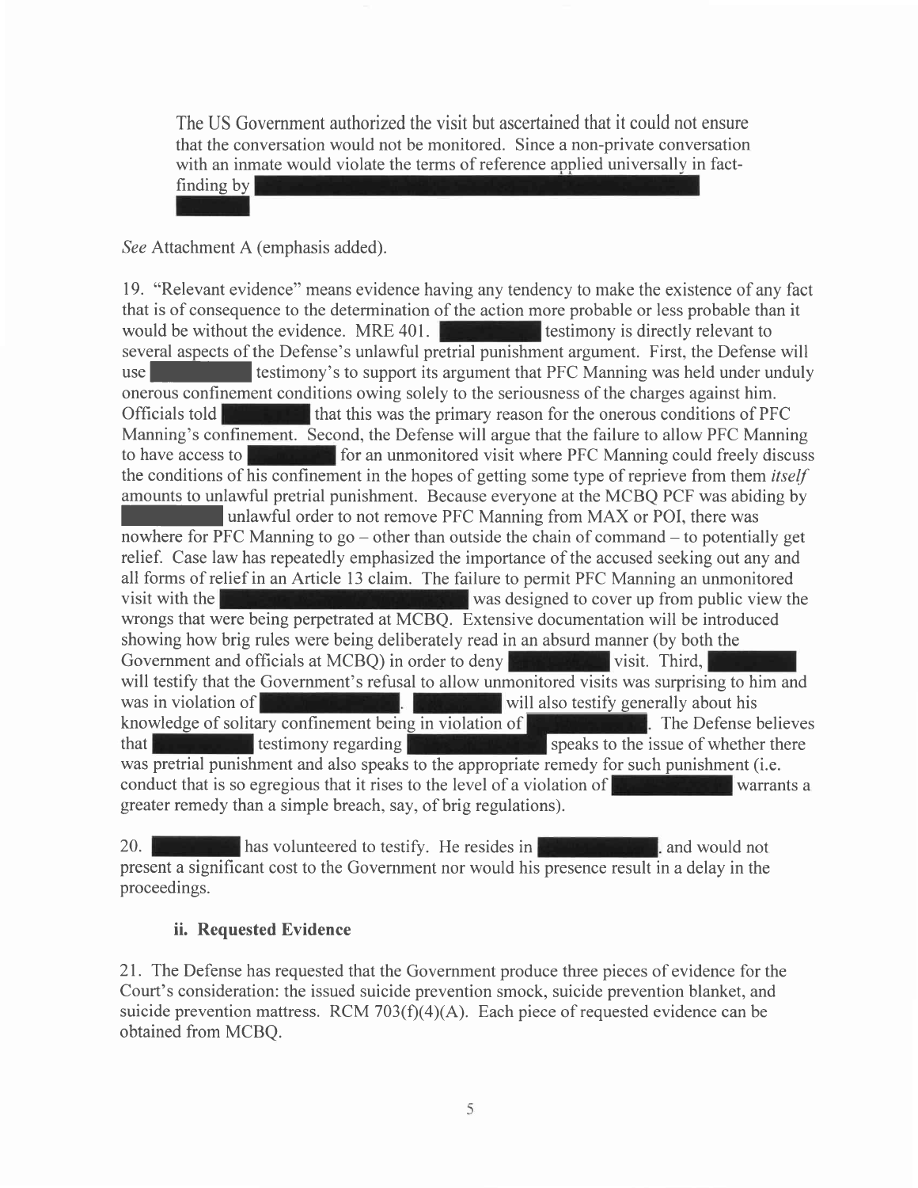> The US Government authorized the visit but ascertained that it could not ensure that the conversation would not be monitored. Since a non-private conversation with an inmate would violate the terms of reference applied universally in fact-finding by [REDACTED]

*See* Attachment A (emphasis added).

19. "Relevant evidence" means evidence having any tendency to make the existence of any fact that is of consequence to the determination of the action more probable or less probable than it would be without the evidence. MRE 401. [REDACTED] testimony is directly relevant to several aspects of the Defense's unlawful pretrial punishment argument. First, the Defense will use [REDACTED] testimony's to support its argument that PFC Manning was held under unduly onerous confinement conditions owing solely to the seriousness of the charges against him. Officials told [REDACTED] that this was the primary reason for the onerous conditions of PFC Manning's confinement. Second, the Defense will argue that the failure to allow PFC Manning to have access to [REDACTED] for an unmonitored visit where PFC Manning could freely discuss the conditions of his confinement in the hopes of getting some type of reprieve from them *itself* amounts to unlawful pretrial punishment. Because everyone at the MCBQ PCF was abiding by [REDACTED] unlawful order to not remove PFC Manning from MAX or POI, there was nowhere for PFC Manning to go – other than outside the chain of command – to potentially get relief. Case law has repeatedly emphasized the importance of the accused seeking out any and all forms of relief in an Article 13 claim. The failure to permit PFC Manning an unmonitored visit with the [REDACTED] was designed to cover up from public view the wrongs that were being perpetrated at MCBQ. Extensive documentation will be introduced showing how brig rules were being deliberately read in an absurd manner (by both the Government and officials at MCBQ) in order to deny [REDACTED] visit. Third, [REDACTED] will testify that the Government's refusal to allow unmonitored visits was surprising to him and was in violation of [REDACTED]. [REDACTED] will also testify generally about his knowledge of solitary confinement being in violation of [REDACTED]. The Defense believes that [REDACTED] testimony regarding [REDACTED] speaks to the issue of whether there was pretrial punishment and also speaks to the appropriate remedy for such punishment (i.e. conduct that is so egregious that it rises to the level of a violation of [REDACTED] warrants a greater remedy than a simple breach, say, of brig regulations).

20. [REDACTED] has volunteered to testify. He resides in [REDACTED]. and would not present a significant cost to the Government nor would his presence result in a delay in the proceedings.

### ii. Requested Evidence

21. The Defense has requested that the Government produce three pieces of evidence for the Court's consideration: the issued suicide prevention smock, suicide prevention blanket, and suicide prevention mattress. RCM 703(f)(4)(A). Each piece of requested evidence can be obtained from MCBQ.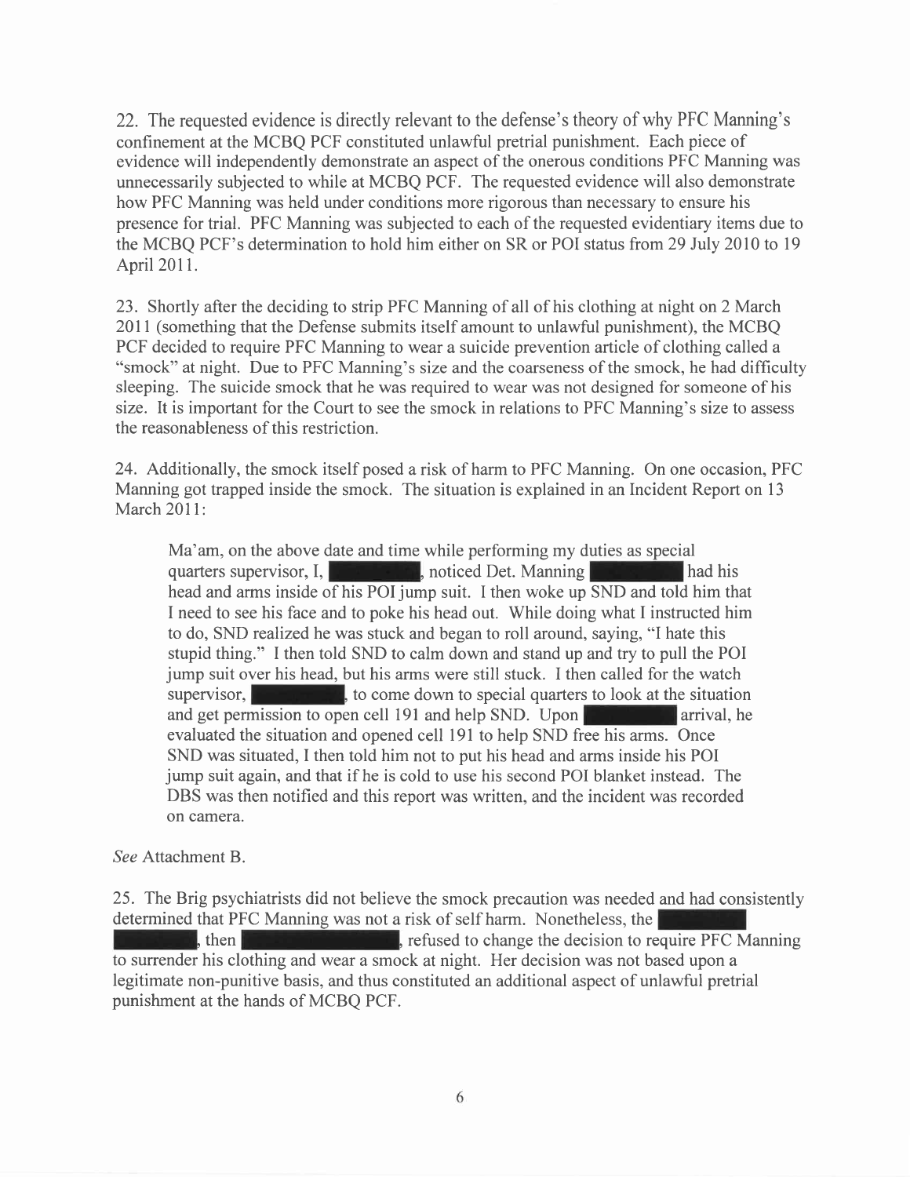22. The requested evidence is directly relevant to the defense's theory of why PFC Manning's confinement at the MCBQ PCF constituted unlawful pretrial punishment. Each piece of evidence will independently demonstrate an aspect of the onerous conditions PFC Manning was unnecessarily subjected to while at MCBQ PCF. The requested evidence will also demonstrate how PFC Manning was held under conditions more rigorous than necessary to ensure his presence for trial. PFC Manning was subjected to each of the requested evidentiary items due to the MCBQ PCF's determination to hold him either on SR or POI status from 29 July 2010 to 19 April 2011.

23. Shortly after the deciding to strip PFC Manning of all of his clothing at night on 2 March 2011 (something that the Defense submits itself amount to unlawful punishment), the MCBQ PCF decided to require PFC Manning to wear a suicide prevention article of clothing called a "smock" at night. Due to PFC Manning's size and the coarseness of the smock, he had difficulty sleeping. The suicide smock that he was required to wear was not designed for someone of his size. It is important for the Court to see the smock in relations to PFC Manning's size to assess the reasonableness of this restriction.

24. Additionally, the smock itself posed a risk of harm to PFC Manning. On one occasion, PFC Manning got trapped inside the smock. The situation is explained in an Incident Report on 13 March 2011:

> Ma'am, on the above date and time while performing my duties as special quarters supervisor, I, [REDACTED], noticed Det. Manning [REDACTED] had his head and arms inside of his POI jump suit. I then woke up SND and told him that I need to see his face and to poke his head out. While doing what I instructed him to do, SND realized he was stuck and began to roll around, saying, "I hate this stupid thing." I then told SND to calm down and stand up and try to pull the POI jump suit over his head, but his arms were still stuck. I then called for the watch supervisor, [REDACTED], to come down to special quarters to look at the situation and get permission to open cell 191 and help SND. Upon [REDACTED] arrival, he evaluated the situation and opened cell 191 to help SND free his arms. Once SND was situated, I then told him not to put his head and arms inside his POI jump suit again, and that if he is cold to use his second POI blanket instead. The DBS was then notified and this report was written, and the incident was recorded on camera.

*See* Attachment B.

25. The Brig psychiatrists did not believe the smock precaution was needed and had consistently determined that PFC Manning was not a risk of self harm. Nonetheless, the [REDACTED], then [REDACTED], refused to change the decision to require PFC Manning to surrender his clothing and wear a smock at night. Her decision was not based upon a legitimate non-punitive basis, and thus constituted an additional aspect of unlawful pretrial punishment at the hands of MCBQ PCF.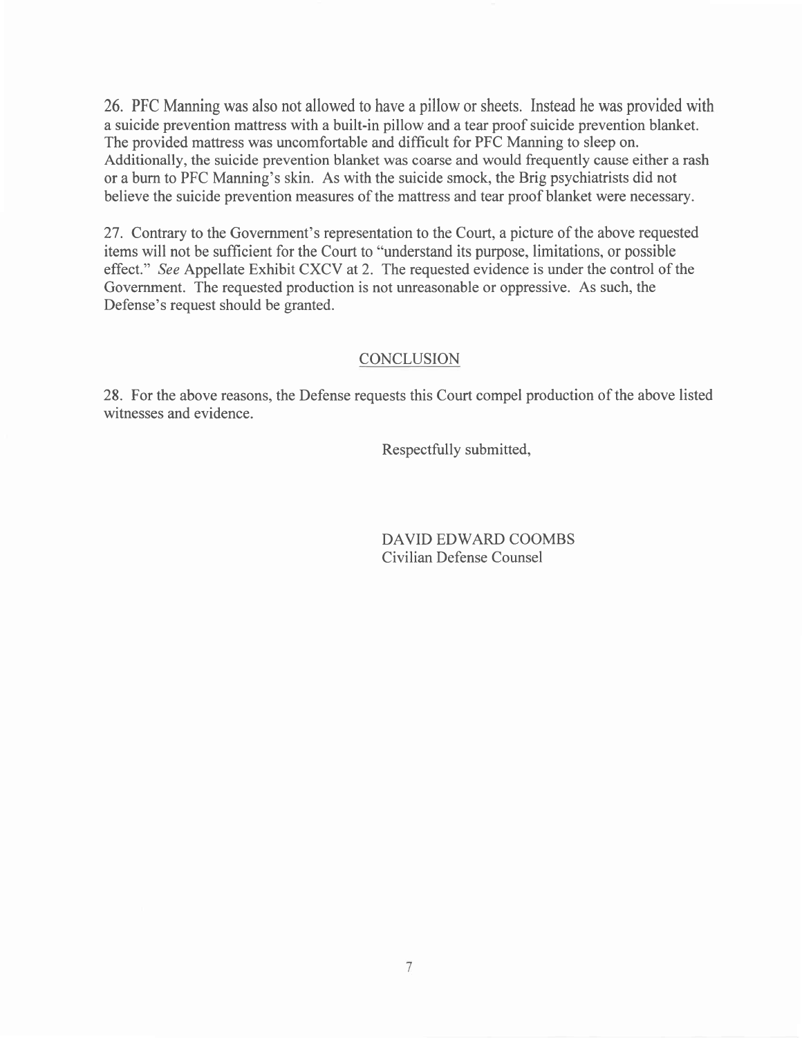26. PFC Manning was also not allowed to have a pillow or sheets. Instead he was provided with a suicide prevention mattress with a built-in pillow and a tear proof suicide prevention blanket. The provided mattress was uncomfortable and difficult for PFC Manning to sleep on. Additionally, the suicide prevention blanket was coarse and would frequently cause either a rash or a burn to PFC Manning's skin. As with the suicide smock, the Brig psychiatrists did not believe the suicide prevention measures of the mattress and tear proof blanket were necessary.

27. Contrary to the Government's representation to the Court, a picture of the above requested items will not be sufficient for the Court to "understand its purpose, limitations, or possible effect." *See* Appellate Exhibit CXCV at 2. The requested evidence is under the control of the Government. The requested production is not unreasonable or oppressive. As such, the Defense's request should be granted.

## CONCLUSION

28. For the above reasons, the Defense requests this Court compel production of the above listed witnesses and evidence.

Respectfully submitted,

DAVID EDWARD COOMBS
Civilian Defense Counsel